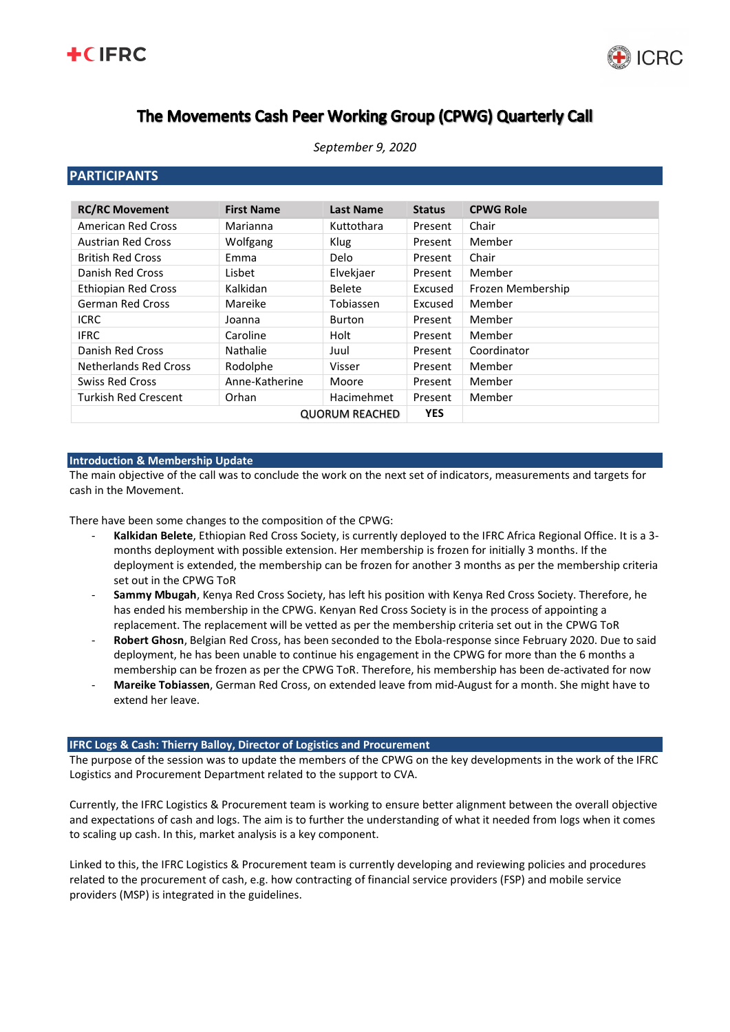# The Movements Cash Peer Working Group (CPWG) Quarterly Call

*September 9, 2020*

## PARTICIPANTS

| RC/RC Movement | First Name | Last Name | Status | CPWG Role |
|---|---|---|---|---|
| American Red Cross | Marianna | Kuttothara | Present | Chair |
| Austrian Red Cross | Wolfgang | Klug | Present | Member |
| British Red Cross | Emma | Delo | Present | Chair |
| Danish Red Cross | Lisbet | Elvekjaer | Present | Member |
| Ethiopian Red Cross | Kalkidan | Belete | Excused | Frozen Membership |
| German Red Cross | Mareike | Tobiassen | Excused | Member |
| ICRC | Joanna | Burton | Present | Member |
| IFRC | Caroline | Holt | Present | Member |
| Danish Red Cross | Nathalie | Juul | Present | Coordinator |
| Netherlands Red Cross | Rodolphe | Visser | Present | Member |
| Swiss Red Cross | Anne-Katherine | Moore | Present | Member |
| Turkish Red Crescent | Orhan | Hacimehmet | Present | Member |
| | | QUORUM REACHED | **YES** | |

### Introduction & Membership Update

The main objective of the call was to conclude the work on the next set of indicators, measurements and targets for cash in the Movement.

There have been some changes to the composition of the CPWG:

- **Kalkidan Belete**, Ethiopian Red Cross Society, is currently deployed to the IFRC Africa Regional Office. It is a 3-months deployment with possible extension. Her membership is frozen for initially 3 months. If the deployment is extended, the membership can be frozen for another 3 months as per the membership criteria set out in the CPWG ToR
- **Sammy Mbugah**, Kenya Red Cross Society, has left his position with Kenya Red Cross Society. Therefore, he has ended his membership in the CPWG. Kenyan Red Cross Society is in the process of appointing a replacement. The replacement will be vetted as per the membership criteria set out in the CPWG ToR
- **Robert Ghosn**, Belgian Red Cross, has been seconded to the Ebola-response since February 2020. Due to said deployment, he has been unable to continue his engagement in the CPWG for more than the 6 months a membership can be frozen as per the CPWG ToR. Therefore, his membership has been de-activated for now
- **Mareike Tobiassen**, German Red Cross, on extended leave from mid-August for a month. She might have to extend her leave.

### IFRC Logs & Cash: Thierry Balloy, Director of Logistics and Procurement

The purpose of the session was to update the members of the CPWG on the key developments in the work of the IFRC Logistics and Procurement Department related to the support to CVA.

Currently, the IFRC Logistics & Procurement team is working to ensure better alignment between the overall objective and expectations of cash and logs. The aim is to further the understanding of what it needed from logs when it comes to scaling up cash. In this, market analysis is a key component.

Linked to this, the IFRC Logistics & Procurement team is currently developing and reviewing policies and procedures related to the procurement of cash, e.g. how contracting of financial service providers (FSP) and mobile service providers (MSP) is integrated in the guidelines.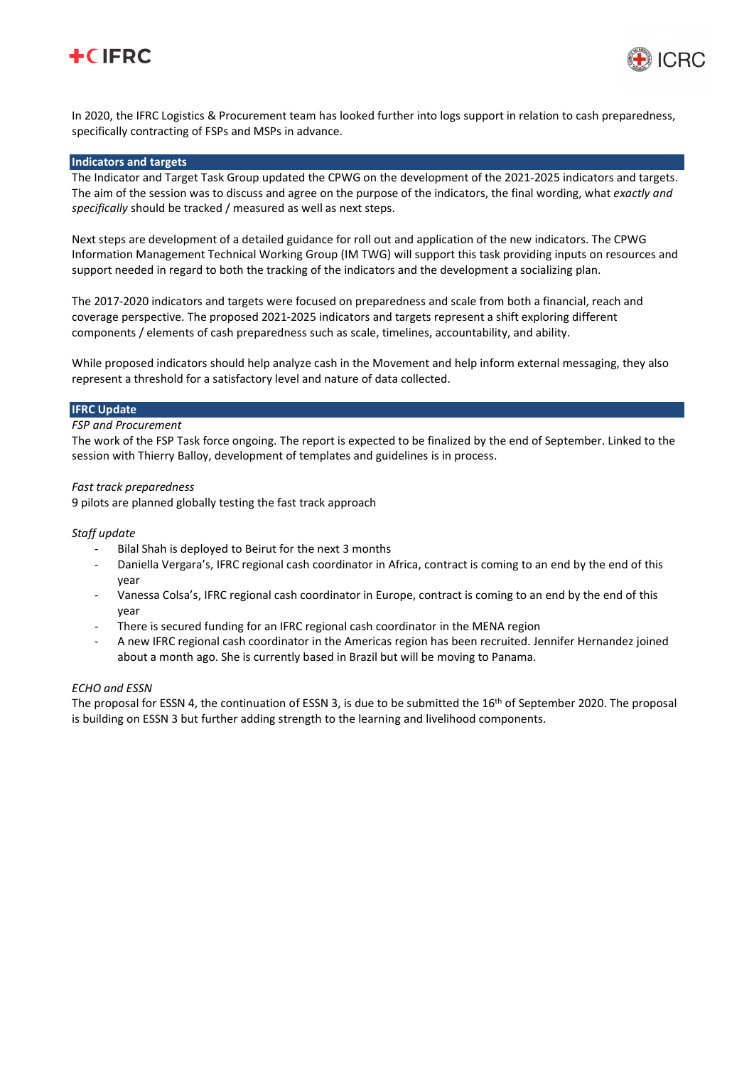In 2020, the IFRC Logistics & Procurement team has looked further into logs support in relation to cash preparedness, specifically contracting of FSPs and MSPs in advance.

## Indicators and targets

The Indicator and Target Task Group updated the CPWG on the development of the 2021-2025 indicators and targets. The aim of the session was to discuss and agree on the purpose of the indicators, the final wording, what *exactly and specifically* should be tracked / measured as well as next steps.

Next steps are development of a detailed guidance for roll out and application of the new indicators. The CPWG Information Management Technical Working Group (IM TWG) will support this task providing inputs on resources and support needed in regard to both the tracking of the indicators and the development a socializing plan.

The 2017-2020 indicators and targets were focused on preparedness and scale from both a financial, reach and coverage perspective. The proposed 2021-2025 indicators and targets represent a shift exploring different components / elements of cash preparedness such as scale, timelines, accountability, and ability.

While proposed indicators should help analyze cash in the Movement and help inform external messaging, they also represent a threshold for a satisfactory level and nature of data collected.

## IFRC Update

*FSP and Procurement*

The work of the FSP Task force ongoing. The report is expected to be finalized by the end of September. Linked to the session with Thierry Balloy, development of templates and guidelines is in process.

*Fast track preparedness*

9 pilots are planned globally testing the fast track approach

*Staff update*

- Bilal Shah is deployed to Beirut for the next 3 months
- Daniella Vergara's, IFRC regional cash coordinator in Africa, contract is coming to an end by the end of this year
- Vanessa Colsa's, IFRC regional cash coordinator in Europe, contract is coming to an end by the end of this year
- There is secured funding for an IFRC regional cash coordinator in the MENA region
- A new IFRC regional cash coordinator in the Americas region has been recruited. Jennifer Hernandez joined about a month ago. She is currently based in Brazil but will be moving to Panama.

*ECHO and ESSN*

The proposal for ESSN 4, the continuation of ESSN 3, is due to be submitted the 16th of September 2020. The proposal is building on ESSN 3 but further adding strength to the learning and livelihood components.